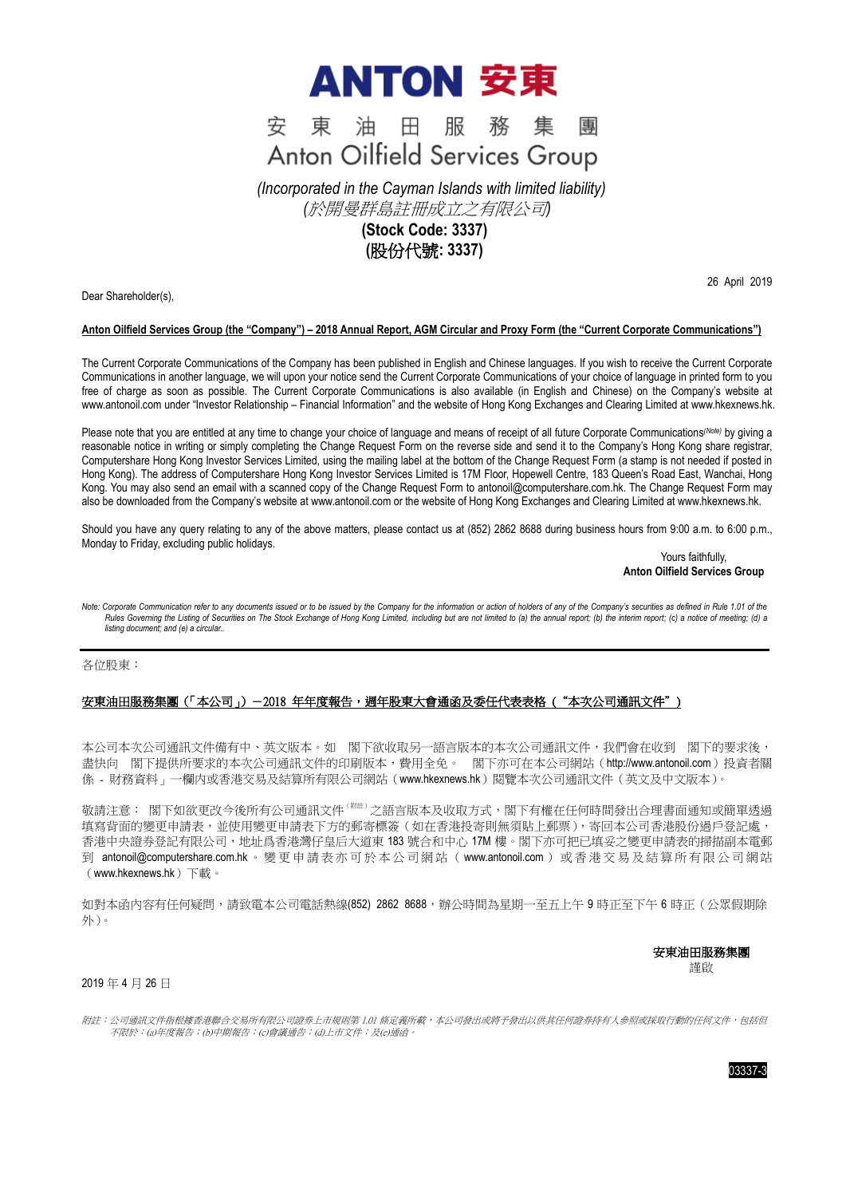# ANTON 安東

## 安 東 油 田 服 務 集 團
## Anton Oilfield Services Group

*(Incorporated in the Cayman Islands with limited liability)*
*(於開曼群島註冊成立之有限公司)*
**(Stock Code: 3337)**
**(股份代號: 3337)**

26 April 2019

Dear Shareholder(s),

**Anton Oilfield Services Group (the "Company") – 2018 Annual Report, AGM Circular and Proxy Form (the "Current Corporate Communications")**

The Current Corporate Communications of the Company has been published in English and Chinese languages. If you wish to receive the Current Corporate Communications in another language, we will upon your notice send the Current Corporate Communications of your choice of language in printed form to you free of charge as soon as possible. The Current Corporate Communications is also available (in English and Chinese) on the Company's website at www.antonoil.com under "Investor Relationship – Financial Information" and the website of Hong Kong Exchanges and Clearing Limited at www.hkexnews.hk.

Please note that you are entitled at any time to change your choice of language and means of receipt of all future Corporate Communications[(Note)] by giving a reasonable notice in writing or simply completing the Change Request Form on the reverse side and send it to the Company's Hong Kong share registrar, Computershare Hong Kong Investor Services Limited, using the mailing label at the bottom of the Change Request Form (a stamp is not needed if posted in Hong Kong). The address of Computershare Hong Kong Investor Services Limited is 17M Floor, Hopewell Centre, 183 Queen's Road East, Wanchai, Hong Kong. You may also send an email with a scanned copy of the Change Request Form to antonoil@computershare.com.hk. The Change Request Form may also be downloaded from the Company's website at www.antonoil.com or the website of Hong Kong Exchanges and Clearing Limited at www.hkexnews.hk.

Should you have any query relating to any of the above matters, please contact us at (852) 2862 8688 during business hours from 9:00 a.m. to 6:00 p.m., Monday to Friday, excluding public holidays.

Yours faithfully,
**Anton Oilfield Services Group**

*Note: Corporate Communication refer to any documents issued or to be issued by the Company for the information or action of holders of any of the Company's securities as defined in Rule 1.01 of the Rules Governing the Listing of Securities on The Stock Exchange of Hong Kong Limited, including but are not limited to (a) the annual report; (b) the interim report; (c) a notice of meeting; (d) a listing document; and (e) a circular..*

---

各位股東：

**安東油田服務集團（「本公司」）－2018 年年度報告，週年股東大會通函及委任代表表格（"本次公司通訊文件"）**

本公司本次公司通訊文件備有中、英文版本。如　閣下欲收取另一語言版本的本次公司通訊文件，我們會在收到　閣下的要求後，盡快向　閣下提供所要求的本次公司通訊文件的印刷版本，費用全免。　閣下亦可在本公司網站（http://www.antonoil.com）投資者關係 - 財務資料」一欄內或香港交易及結算所有限公司網站（www.hkexnews.hk）閱覽本次公司通訊文件（英文及中文版本）。

敬請注意：　閣下如欲更改今後所有公司通訊文件[(附註)]之語言版本及收取方式，閣下有權在任何時間發出合理書面通知或簡單透過填寫背面的變更申請表，並使用變更申請表下方的郵寄標簽（如在香港投寄則無須貼上郵票），寄回本公司香港股份過戶登記處，香港中央證券登記有限公司，地址爲香港灣仔皇后大道東 183 號合和中心 17M 樓。閣下亦可把已填妥之變更申請表的掃描副本電郵到 antonoil@computershare.com.hk。變更申請表亦可於本公司網站（www.antonoil.com）或香港交易及結算所有限公司網站（www.hkexnews.hk）下載。

如對本函內容有任何疑問，請致電本公司電話熱線(852) 2862 8688，辦公時間為星期一至五上午 9 時正至下午 6 時正（公眾假期除外）。

**安東油田服務集團**
謹啟

2019 年 4 月 26 日

*附註：公司通訊文件指根據香港聯合交易所有限公司證券上市規則第 1.01 條定義所載，本公司發出或將予發出以供其任何證券持有人參照或採取行動的任何文件，包括但不限於：(a)年度報告；(b)中期報告；(c)會議通告；(d)上市文件；及(e)通函。*

03337-3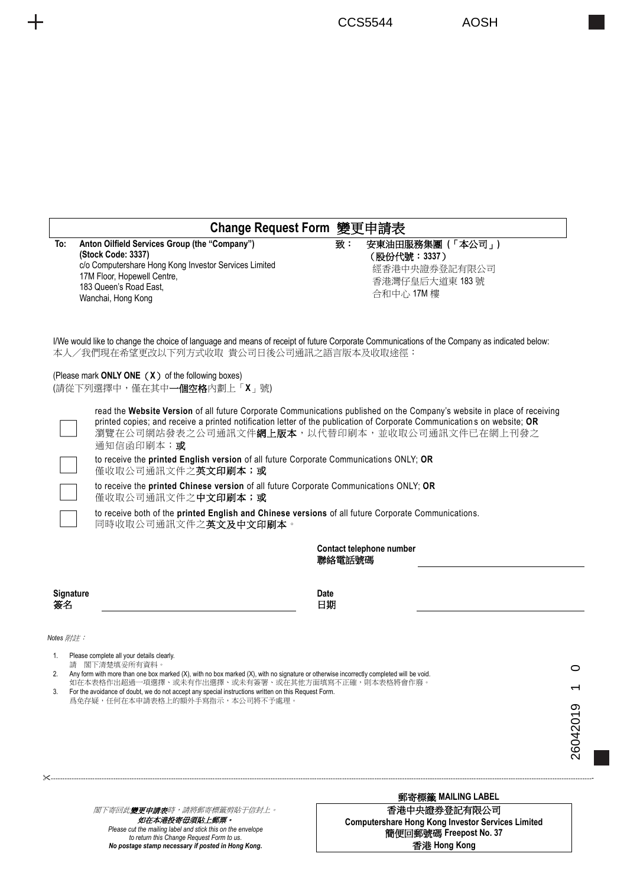# Change Request Form 變更申請表

**To:** **Anton Oilfield Services Group (the "Company")**
**(Stock Code: 3337)**
c/o Computershare Hong Kong Investor Services Limited
17M Floor, Hopewell Centre,
183 Queen's Road East,
Wanchai, Hong Kong

**致：** **安東油田服務集團（「本公司」）**
**（股份代號：3337）**
經香港中央證券登記有限公司
香港灣仔皇后大道東 183 號
合和中心 17M 樓

I/We would like to change the choice of language and means of receipt of future Corporate Communications of the Company as indicated below:
本人／我們現在希望更改以下列方式收取 貴公司日後公司通訊之語言版本及收取途徑：

(Please mark **ONLY ONE** (**X**) of the following boxes)
(請從下列選擇中，僅在其中**一個空格**內劃上「**X**」號)

☐ read the **Website Version** of all future Corporate Communications published on the Company's website in place of receiving printed copies; and receive a printed notification letter of the publication of Corporate Communications on website; **OR**
瀏覽在公司網站發表之公司通訊文件**網上版本**，以代替印刷本，並收取公司通訊文件已在網上刊發之通知信函印刷本；**或**

☐ to receive the **printed English version** of all future Corporate Communications ONLY; **OR**
僅收取公司通訊文件之**英文印刷本；或**

☐ to receive the **printed Chinese version** of all future Corporate Communications ONLY; **OR**
僅收取公司通訊文件之**中文印刷本；或**

☐ to receive both of the **printed English and Chinese versions** of all future Corporate Communications.
同時收取公司通訊文件之**英文及中文印刷本**。

**Contact telephone number**
**聯絡電話號碼** ______________________

**Signature**
**簽名** ______________________

**Date**
**日期** ______________________

*Notes 附註：*

1. Please complete all your details clearly.
請 閣下清楚填妥所有資料。
2. Any form with more than one box marked (X), with no box marked (X), with no signature or otherwise incorrectly completed will be void.
如在本表格作出超過一項選擇、或未有作出選擇、或未有簽署、或在其他方面填寫不正確，則本表格將會作廢。
3. For the avoidance of doubt, we do not accept any special instructions written on this Request Form.
為免存疑，任何在本申請表格上的額外手寫指示，本公司將不予處理。

26042019 1 0

---

*閣下寄回此**變更申請表**時，請將郵寄標籤剪貼於信封上。*
***如在本港投寄毋須貼上郵票。***
*Please cut the mailing label and stick this on the envelope to return this Change Request Form to us.*
***No postage stamp necessary if posted in Hong Kong.***

**郵寄標籤 MAILING LABEL**
**香港中央證券登記有限公司**
**Computershare Hong Kong Investor Services Limited**
**簡便回郵號碼 Freepost No. 37**
**香港 Hong Kong**